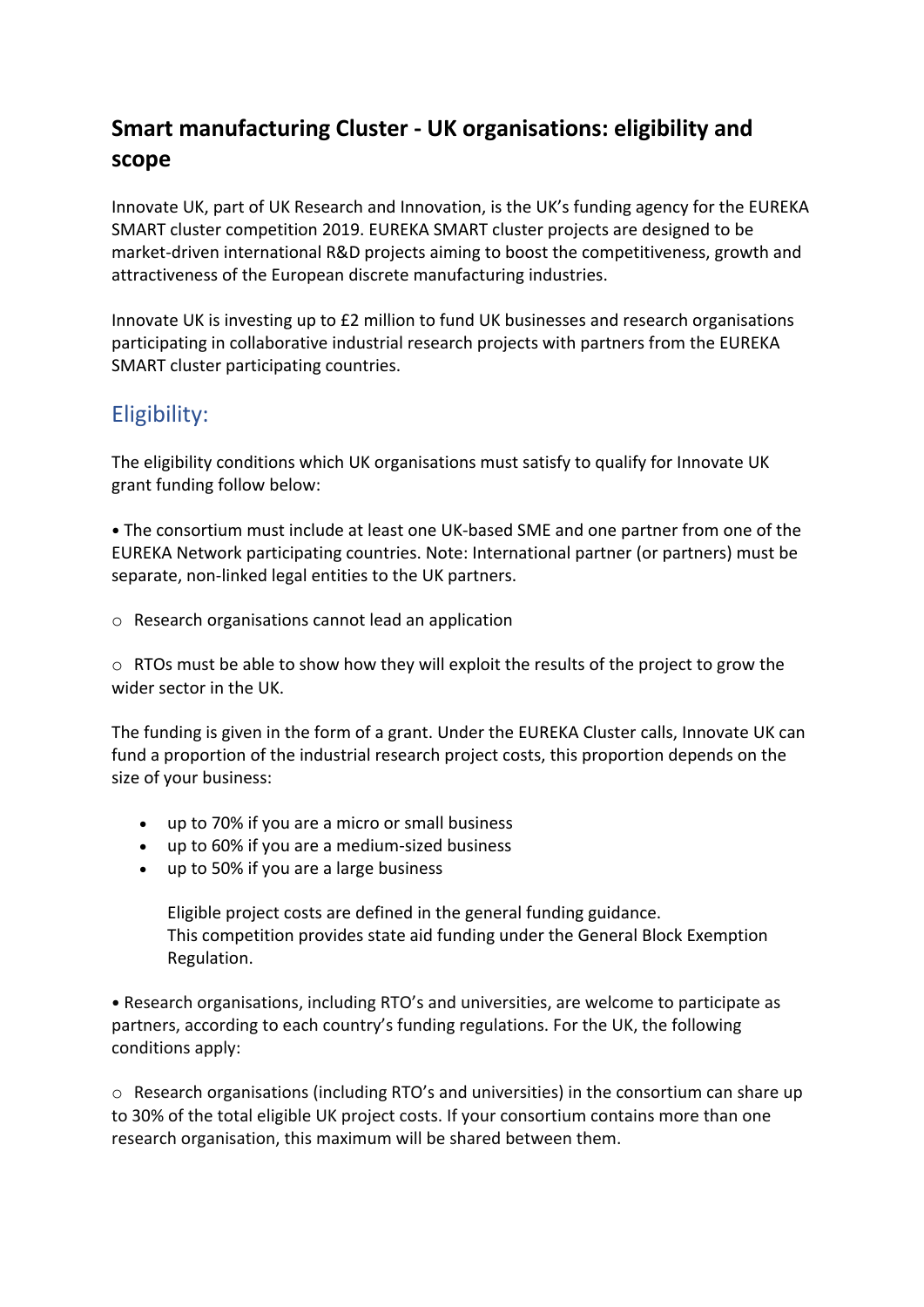## Smart manufacturing Cluster - UK organisations: eligibility and scope

Innovate UK, part of UK Research and Innovation, is the UK's funding agency for the EUREKA SMART cluster competition 2019. EUREKA SMART cluster projects are designed to be market-driven international R&D projects aiming to boost the competitiveness, growth and attractiveness of the European discrete manufacturing industries.

Innovate UK is investing up to £2 million to fund UK businesses and research organisations participating in collaborative industrial research projects with partners from the EUREKA SMART cluster participating countries.

### Eligibility:

The eligibility conditions which UK organisations must satisfy to qualify for Innovate UK grant funding follow below:

• The consortium must include at least one UK-based SME and one partner from one of the EUREKA Network participating countries. Note: International partner (or partners) must be separate, non-linked legal entities to the UK partners.

○ Research organisations cannot lead an application

○ RTOs must be able to show how they will exploit the results of the project to grow the wider sector in the UK.

The funding is given in the form of a grant. Under the EUREKA Cluster calls, Innovate UK can fund a proportion of the industrial research project costs, this proportion depends on the size of your business:

- up to 70% if you are a micro or small business
- up to 60% if you are a medium-sized business
- up to 50% if you are a large business

  Eligible project costs are defined in the general funding guidance.
  This competition provides state aid funding under the General Block Exemption Regulation.

• Research organisations, including RTO's and universities, are welcome to participate as partners, according to each country's funding regulations. For the UK, the following conditions apply:

○ Research organisations (including RTO's and universities) in the consortium can share up to 30% of the total eligible UK project costs. If your consortium contains more than one research organisation, this maximum will be shared between them.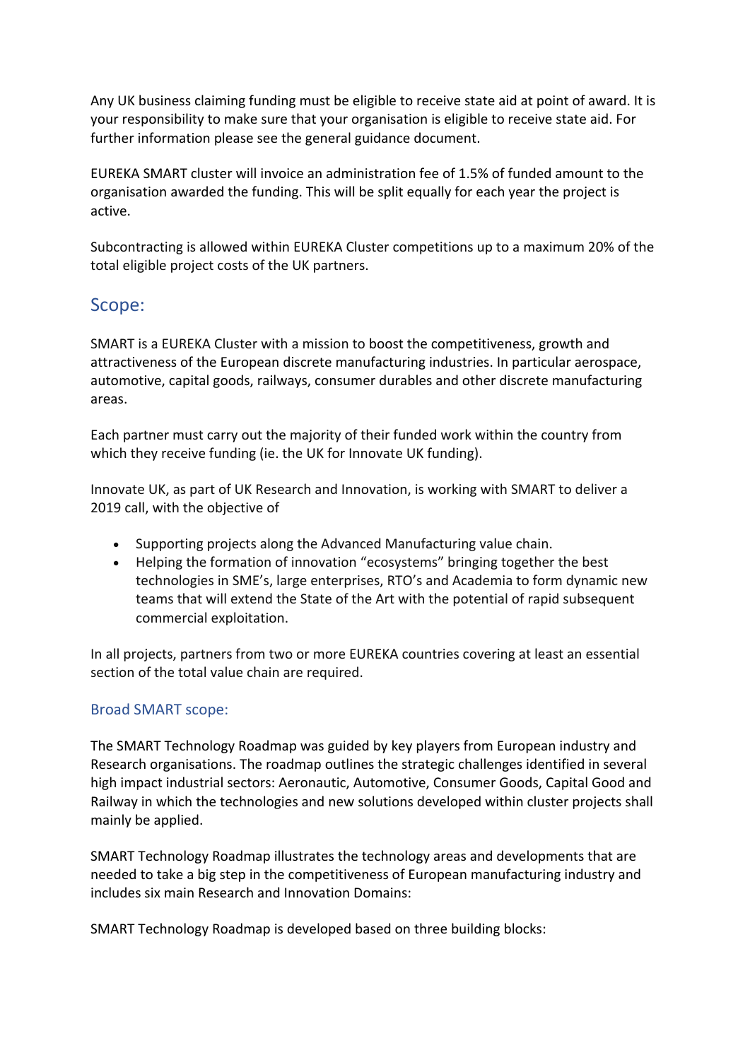Any UK business claiming funding must be eligible to receive state aid at point of award. It is your responsibility to make sure that your organisation is eligible to receive state aid. For further information please see the general guidance document.

EUREKA SMART cluster will invoice an administration fee of 1.5% of funded amount to the organisation awarded the funding. This will be split equally for each year the project is active.

Subcontracting is allowed within EUREKA Cluster competitions up to a maximum 20% of the total eligible project costs of the UK partners.

## Scope:

SMART is a EUREKA Cluster with a mission to boost the competitiveness, growth and attractiveness of the European discrete manufacturing industries. In particular aerospace, automotive, capital goods, railways, consumer durables and other discrete manufacturing areas.

Each partner must carry out the majority of their funded work within the country from which they receive funding (ie. the UK for Innovate UK funding).

Innovate UK, as part of UK Research and Innovation, is working with SMART to deliver a 2019 call, with the objective of

- Supporting projects along the Advanced Manufacturing value chain.
- Helping the formation of innovation "ecosystems" bringing together the best technologies in SME's, large enterprises, RTO's and Academia to form dynamic new teams that will extend the State of the Art with the potential of rapid subsequent commercial exploitation.

In all projects, partners from two or more EUREKA countries covering at least an essential section of the total value chain are required.

### Broad SMART scope:

The SMART Technology Roadmap was guided by key players from European industry and Research organisations. The roadmap outlines the strategic challenges identified in several high impact industrial sectors: Aeronautic, Automotive, Consumer Goods, Capital Good and Railway in which the technologies and new solutions developed within cluster projects shall mainly be applied.

SMART Technology Roadmap illustrates the technology areas and developments that are needed to take a big step in the competitiveness of European manufacturing industry and includes six main Research and Innovation Domains:

SMART Technology Roadmap is developed based on three building blocks: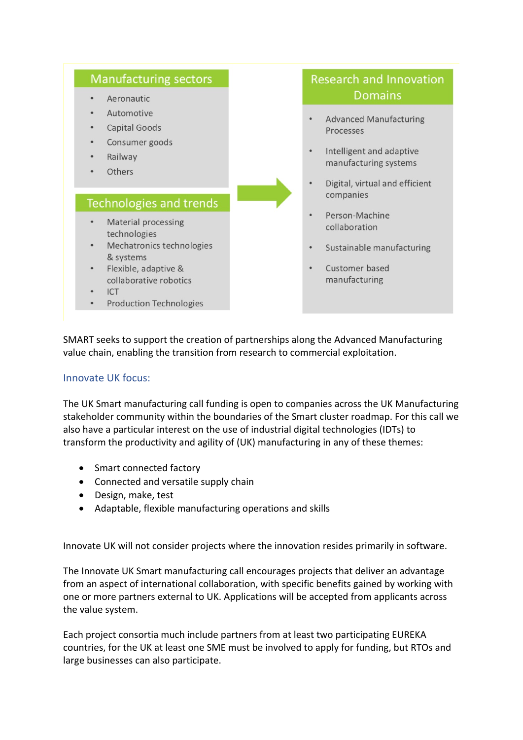**Manufacturing sectors**

- Aeronautic
- Automotive
- Capital Goods
- Consumer goods
- Railway
- Others

**Technologies and trends**

- Material processing technologies
- Mechatronics technologies & systems
- Flexible, adaptive & collaborative robotics
- ICT
- Production Technologies

**Research and Innovation Domains**

- Advanced Manufacturing Processes
- Intelligent and adaptive manufacturing systems
- Digital, virtual and efficient companies
- Person-Machine collaboration
- Sustainable manufacturing
- Customer based manufacturing

SMART seeks to support the creation of partnerships along the Advanced Manufacturing value chain, enabling the transition from research to commercial exploitation.

## Innovate UK focus:

The UK Smart manufacturing call funding is open to companies across the UK Manufacturing stakeholder community within the boundaries of the Smart cluster roadmap. For this call we also have a particular interest on the use of industrial digital technologies (IDTs) to transform the productivity and agility of (UK) manufacturing in any of these themes:

- Smart connected factory
- Connected and versatile supply chain
- Design, make, test
- Adaptable, flexible manufacturing operations and skills

Innovate UK will not consider projects where the innovation resides primarily in software.

The Innovate UK Smart manufacturing call encourages projects that deliver an advantage from an aspect of international collaboration, with specific benefits gained by working with one or more partners external to UK. Applications will be accepted from applicants across the value system.

Each project consortia much include partners from at least two participating EUREKA countries, for the UK at least one SME must be involved to apply for funding, but RTOs and large businesses can also participate.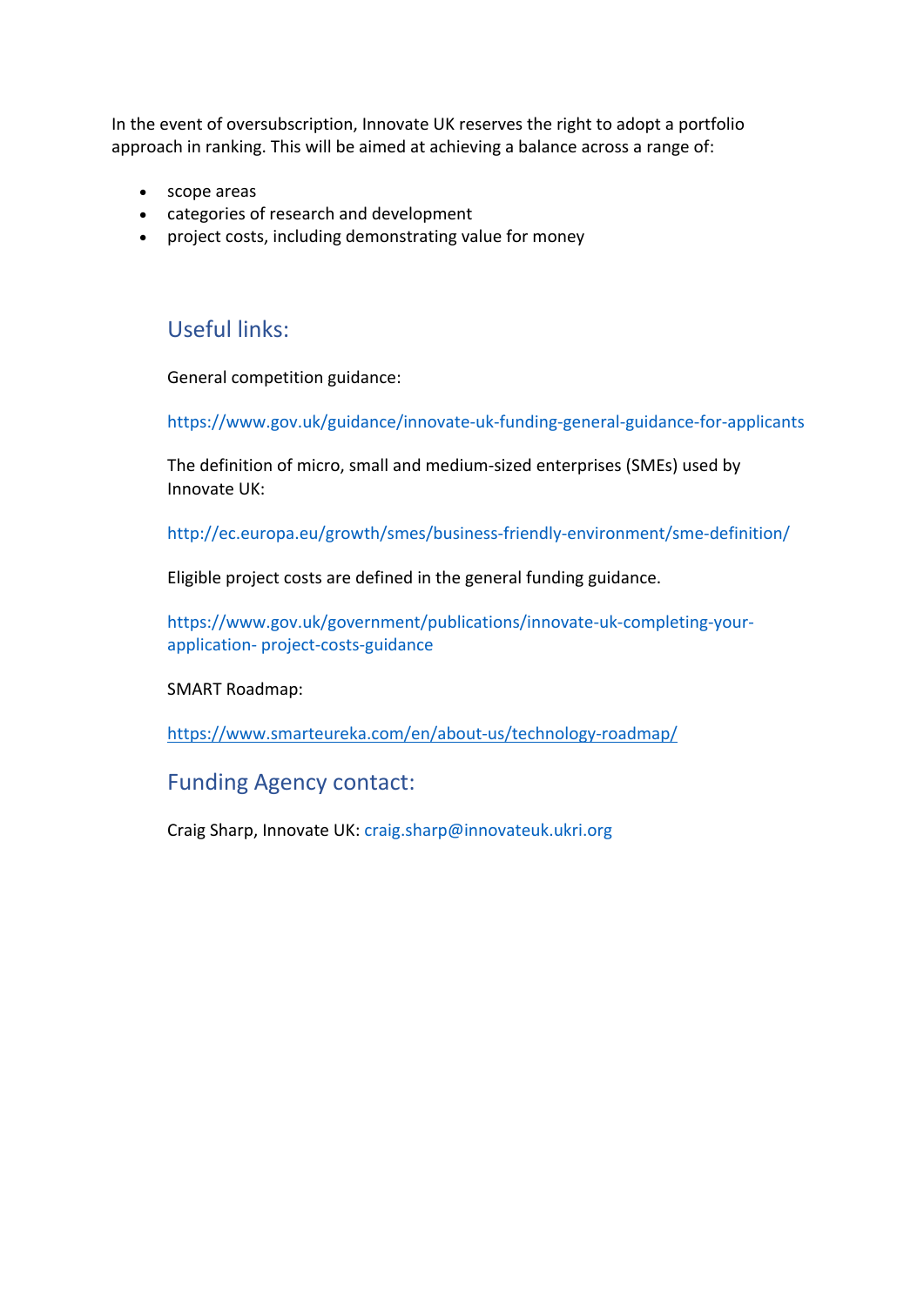In the event of oversubscription, Innovate UK reserves the right to adopt a portfolio approach in ranking. This will be aimed at achieving a balance across a range of:

- scope areas
- categories of research and development
- project costs, including demonstrating value for money

## Useful links:

General competition guidance:

https://www.gov.uk/guidance/innovate-uk-funding-general-guidance-for-applicants

The definition of micro, small and medium-sized enterprises (SMEs) used by Innovate UK:

http://ec.europa.eu/growth/smes/business-friendly-environment/sme-definition/

Eligible project costs are defined in the general funding guidance.

https://www.gov.uk/government/publications/innovate-uk-completing-your-application- project-costs-guidance

SMART Roadmap:

https://www.smarteureka.com/en/about-us/technology-roadmap/

## Funding Agency contact:

Craig Sharp, Innovate UK: craig.sharp@innovateuk.ukri.org